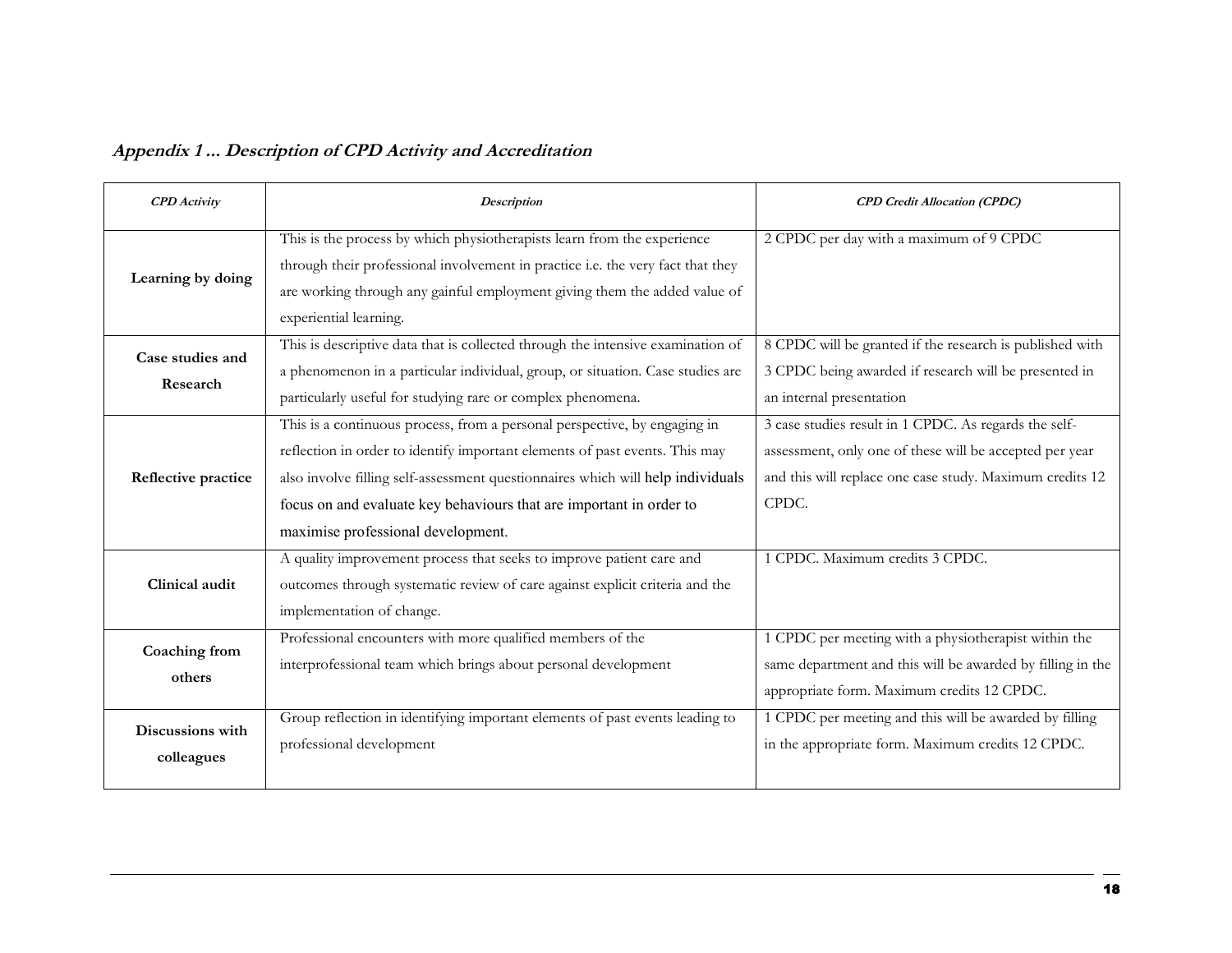## *Appendix 1 ... Description of CPD Activity and Accreditation*

| *CPD Activity* | *Description* | *CPD Credit Allocation (CPDC)* |
|---|---|---|
| **Learning by doing** | This is the process by which physiotherapists learn from the experience through their professional involvement in practice i.e. the very fact that they are working through any gainful employment giving them the added value of experiential learning. | 2 CPDC per day with a maximum of 9 CPDC |
| **Case studies and Research** | This is descriptive data that is collected through the intensive examination of a phenomenon in a particular individual, group, or situation. Case studies are particularly useful for studying rare or complex phenomena. | 8 CPDC will be granted if the research is published with 3 CPDC being awarded if research will be presented in an internal presentation |
| **Reflective practice** | This is a continuous process, from a personal perspective, by engaging in reflection in order to identify important elements of past events. This may also involve filling self-assessment questionnaires which will help individuals focus on and evaluate key behaviours that are important in order to maximise professional development. | 3 case studies result in 1 CPDC. As regards the self-assessment, only one of these will be accepted per year and this will replace one case study. Maximum credits 12 CPDC. |
| **Clinical audit** | A quality improvement process that seeks to improve patient care and outcomes through systematic review of care against explicit criteria and the implementation of change. | 1 CPDC. Maximum credits 3 CPDC. |
| **Coaching from others** | Professional encounters with more qualified members of the interprofessional team which brings about personal development | 1 CPDC per meeting with a physiotherapist within the same department and this will be awarded by filling in the appropriate form. Maximum credits 12 CPDC. |
| **Discussions with colleagues** | Group reflection in identifying important elements of past events leading to professional development | 1 CPDC per meeting and this will be awarded by filling in the appropriate form. Maximum credits 12 CPDC. |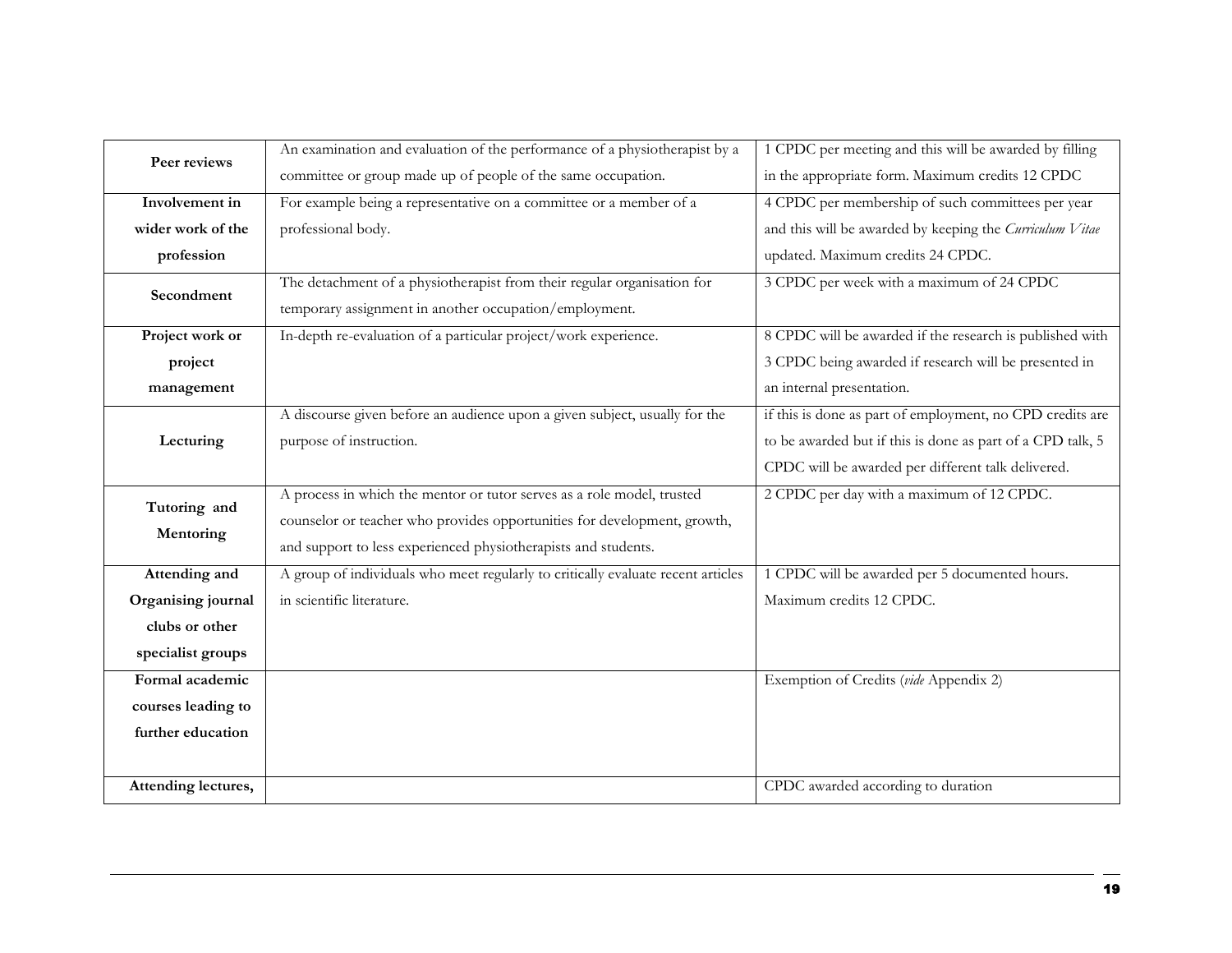| | | |
|---|---|---|
| **Peer reviews** | An examination and evaluation of the performance of a physiotherapist by a committee or group made up of people of the same occupation. | 1 CPDC per meeting and this will be awarded by filling in the appropriate form. Maximum credits 12 CPDC |
| **Involvement in wider work of the profession** | For example being a representative on a committee or a member of a professional body. | 4 CPDC per membership of such committees per year and this will be awarded by keeping the *Curriculum Vitae* updated. Maximum credits 24 CPDC. |
| **Secondment** | The detachment of a physiotherapist from their regular organisation for temporary assignment in another occupation/employment. | 3 CPDC per week with a maximum of 24 CPDC |
| **Project work or project management** | In-depth re-evaluation of a particular project/work experience. | 8 CPDC will be awarded if the research is published with 3 CPDC being awarded if research will be presented in an internal presentation. |
| **Lecturing** | A discourse given before an audience upon a given subject, usually for the purpose of instruction. | if this is done as part of employment, no CPD credits are to be awarded but if this is done as part of a CPD talk, 5 CPDC will be awarded per different talk delivered. |
| **Tutoring and Mentoring** | A process in which the mentor or tutor serves as a role model, trusted counselor or teacher who provides opportunities for development, growth, and support to less experienced physiotherapists and students. | 2 CPDC per day with a maximum of 12 CPDC. |
| **Attending and Organising journal clubs or other specialist groups** | A group of individuals who meet regularly to critically evaluate recent articles in scientific literature. | 1 CPDC will be awarded per 5 documented hours. Maximum credits 12 CPDC. |
| **Formal academic courses leading to further education** | | Exemption of Credits (*vide* Appendix 2) |
| **Attending lectures,** | | CPDC awarded according to duration |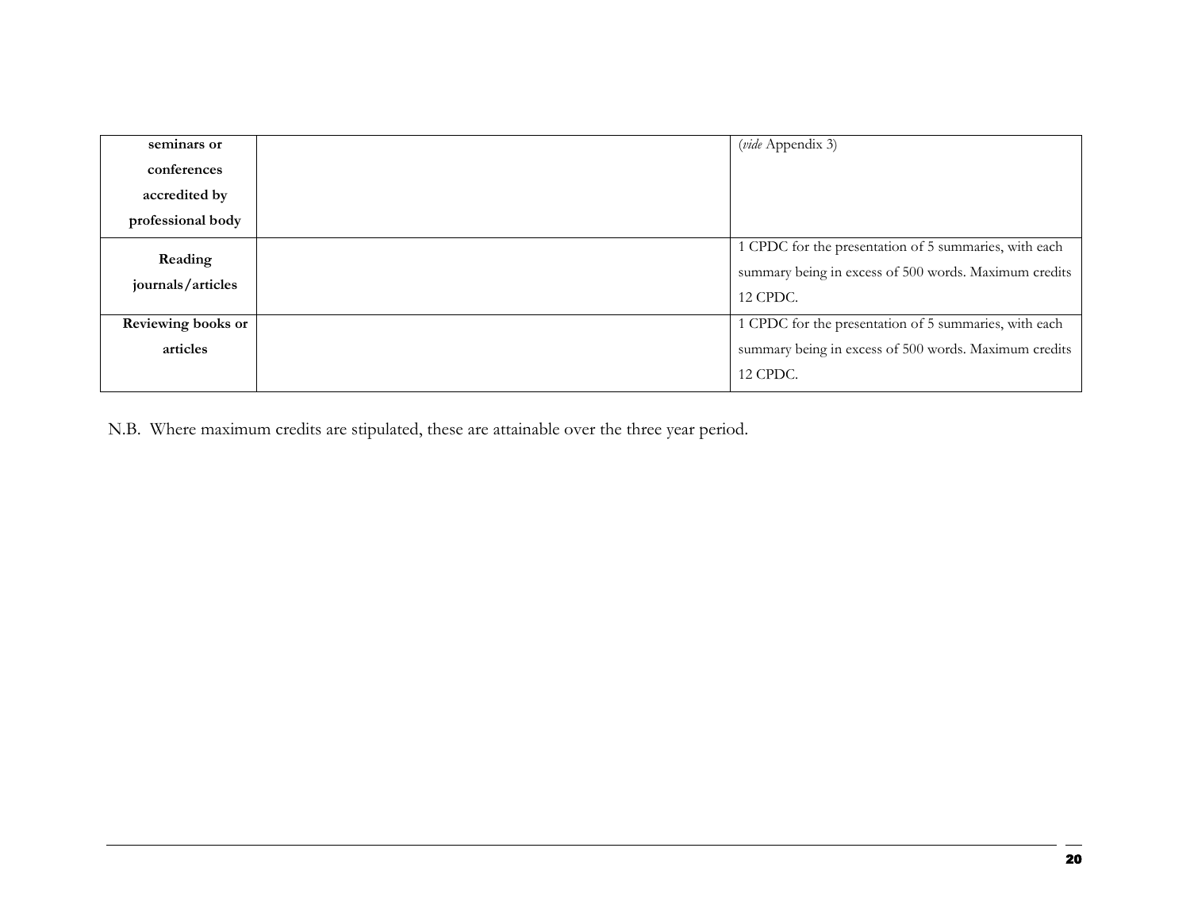| | | |
|---|---|---|
| **seminars or conferences accredited by professional body** | | (*vide* Appendix 3) |
| **Reading journals/articles** | | 1 CPDC for the presentation of 5 summaries, with each summary being in excess of 500 words. Maximum credits 12 CPDC. |
| **Reviewing books or articles** | | 1 CPDC for the presentation of 5 summaries, with each summary being in excess of 500 words. Maximum credits 12 CPDC. |

N.B. Where maximum credits are stipulated, these are attainable over the three year period.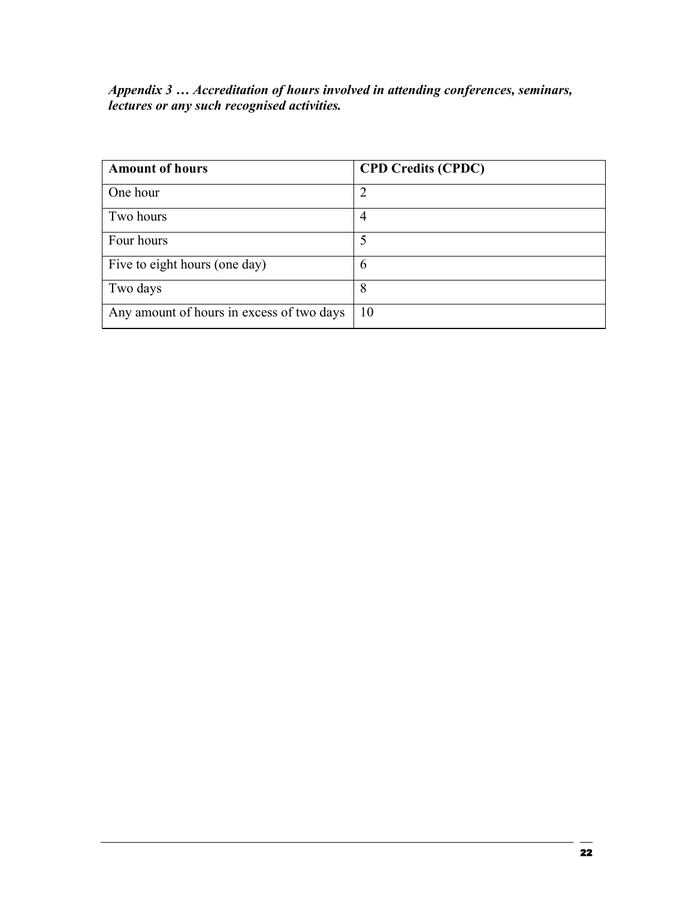***Appendix 3 … Accreditation of hours involved in attending conferences, seminars, lectures or any such recognised activities.***

| **Amount of hours** | **CPD Credits (CPDC)** |
|---|---|
| One hour | 2 |
| Two hours | 4 |
| Four hours | 5 |
| Five to eight hours (one day) | 6 |
| Two days | 8 |
| Any amount of hours in excess of two days | 10 |